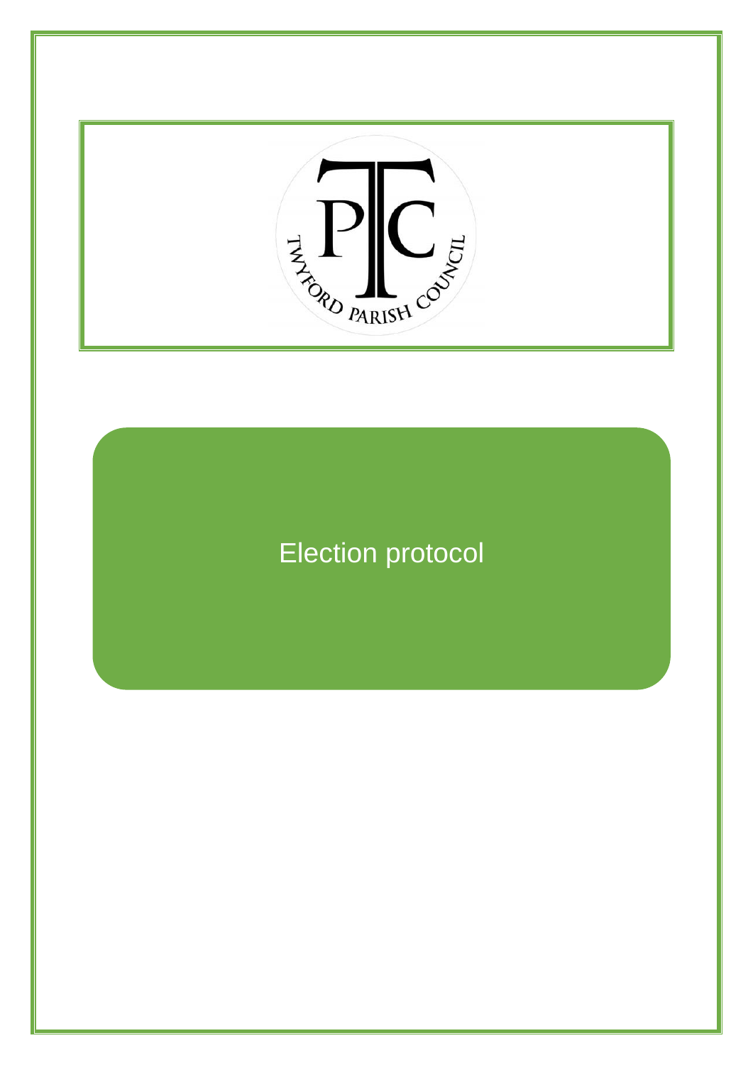TWYFORD PARISH COUNCIL

# Election protocol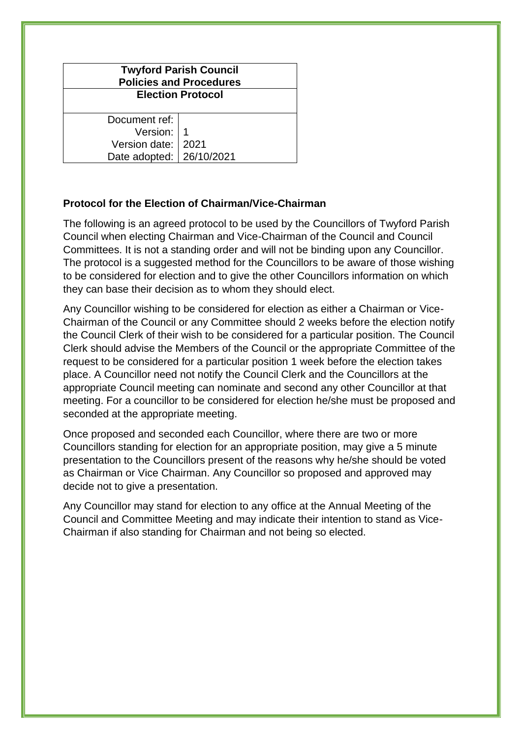| Twyford Parish Council<br>Policies and Procedures | |
|---|---|
| **Election Protocol** | |
| Document ref: | |
| Version: | 1 |
| Version date: | 2021 |
| Date adopted: | 26/10/2021 |

**Protocol for the Election of Chairman/Vice-Chairman**

The following is an agreed protocol to be used by the Councillors of Twyford Parish Council when electing Chairman and Vice-Chairman of the Council and Council Committees. It is not a standing order and will not be binding upon any Councillor. The protocol is a suggested method for the Councillors to be aware of those wishing to be considered for election and to give the other Councillors information on which they can base their decision as to whom they should elect.

Any Councillor wishing to be considered for election as either a Chairman or Vice-Chairman of the Council or any Committee should 2 weeks before the election notify the Council Clerk of their wish to be considered for a particular position. The Council Clerk should advise the Members of the Council or the appropriate Committee of the request to be considered for a particular position 1 week before the election takes place. A Councillor need not notify the Council Clerk and the Councillors at the appropriate Council meeting can nominate and second any other Councillor at that meeting. For a councillor to be considered for election he/she must be proposed and seconded at the appropriate meeting.

Once proposed and seconded each Councillor, where there are two or more Councillors standing for election for an appropriate position, may give a 5 minute presentation to the Councillors present of the reasons why he/she should be voted as Chairman or Vice Chairman. Any Councillor so proposed and approved may decide not to give a presentation.

Any Councillor may stand for election to any office at the Annual Meeting of the Council and Committee Meeting and may indicate their intention to stand as Vice-Chairman if also standing for Chairman and not being so elected.